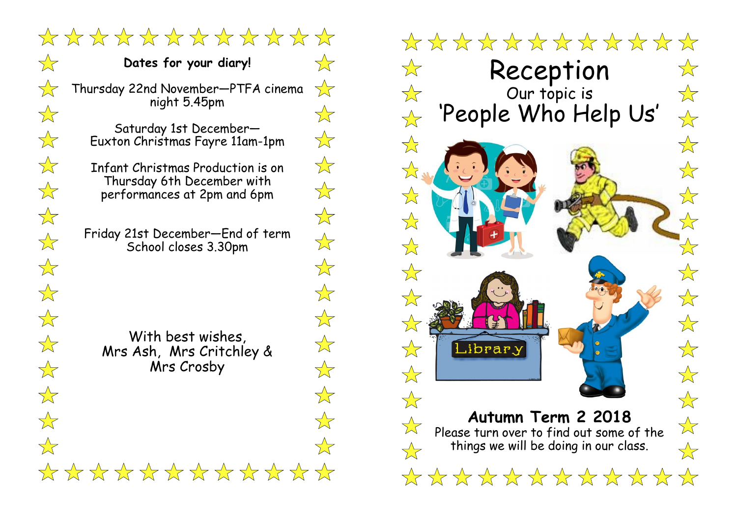**Dates for your diary!**

Thursday 22nd November—PTFA cinema night 5.45pm

Saturday 1st December—
Euxton Christmas Fayre 11am-1pm

Infant Christmas Production is on Thursday 6th December with performances at 2pm and 6pm

Friday 21st December—End of term
School closes 3.30pm

With best wishes,
Mrs Ash, Mrs Critchley &
Mrs Crosby

# Reception

Our topic is

## 'People Who Help Us'

Library

**Autumn Term 2 2018**

Please turn over to find out some of the things we will be doing in our class.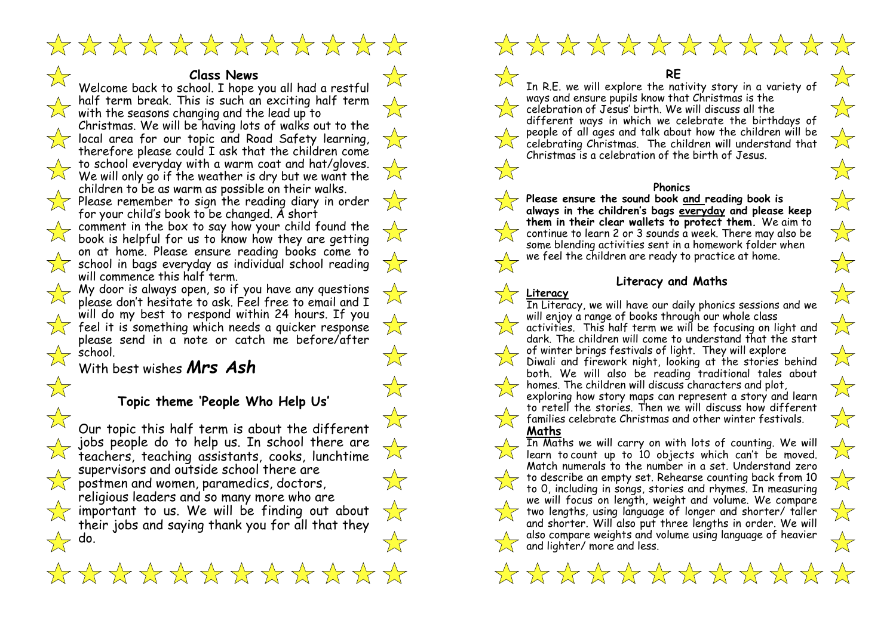## Class News

Welcome back to school. I hope you all had a restful half term break. This is such an exciting half term with the seasons changing and the lead up to Christmas. We will be having lots of walks out to the local area for our topic and Road Safety learning, therefore please could I ask that the children come to school everyday with a warm coat and hat/gloves. We will only go if the weather is dry but we want the children to be as warm as possible on their walks.

Please remember to sign the reading diary in order for your child's book to be changed. A short comment in the box to say how your child found the book is helpful for us to know how they are getting on at home. Please ensure reading books come to school in bags everyday as individual school reading will commence this half term.

My door is always open, so if you have any questions please don't hesitate to ask. Feel free to email and I will do my best to respond within 24 hours. If you feel it is something which needs a quicker response please send in a note or catch me before/after school.

With best wishes ***Mrs Ash***

## Topic theme 'People Who Help Us'

Our topic this half term is about the different jobs people do to help us. In school there are teachers, teaching assistants, cooks, lunchtime supervisors and outside school there are postmen and women, paramedics, doctors, religious leaders and so many more who are important to us. We will be finding out about their jobs and saying thank you for all that they do.

## RE

In R.E. we will explore the nativity story in a variety of ways and ensure pupils know that Christmas is the celebration of Jesus' birth. We will discuss all the different ways in which we celebrate the birthdays of people of all ages and talk about how the children will be celebrating Christmas. The children will understand that Christmas is a celebration of the birth of Jesus.

## Phonics

**Please ensure the sound book <u>and</u> reading book is always in the children's bags <u>everyday</u> and please keep them in their clear wallets to protect them.** We aim to continue to learn 2 or 3 sounds a week. There may also be some blending activities sent in a homework folder when we feel the children are ready to practice at home.

## Literacy and Maths

### Literacy

In Literacy, we will have our daily phonics sessions and we will enjoy a range of books through our whole class activities. This half term we will be focusing on light and dark. The children will come to understand that the start of winter brings festivals of light. They will explore Diwali and firework night, looking at the stories behind both. We will also be reading traditional tales about homes. The children will discuss characters and plot, exploring how story maps can represent a story and learn to retell the stories. Then we will discuss how different families celebrate Christmas and other winter festivals.

### Maths

In Maths we will carry on with lots of counting. We will learn to count up to 10 objects which can't be moved. Match numerals to the number in a set. Understand zero to describe an empty set. Rehearse counting back from 10 to 0, including in songs, stories and rhymes. In measuring we will focus on length, weight and volume. We compare two lengths, using language of longer and shorter/ taller and shorter. Will also put three lengths in order. We will also compare weights and volume using language of heavier and lighter/ more and less.